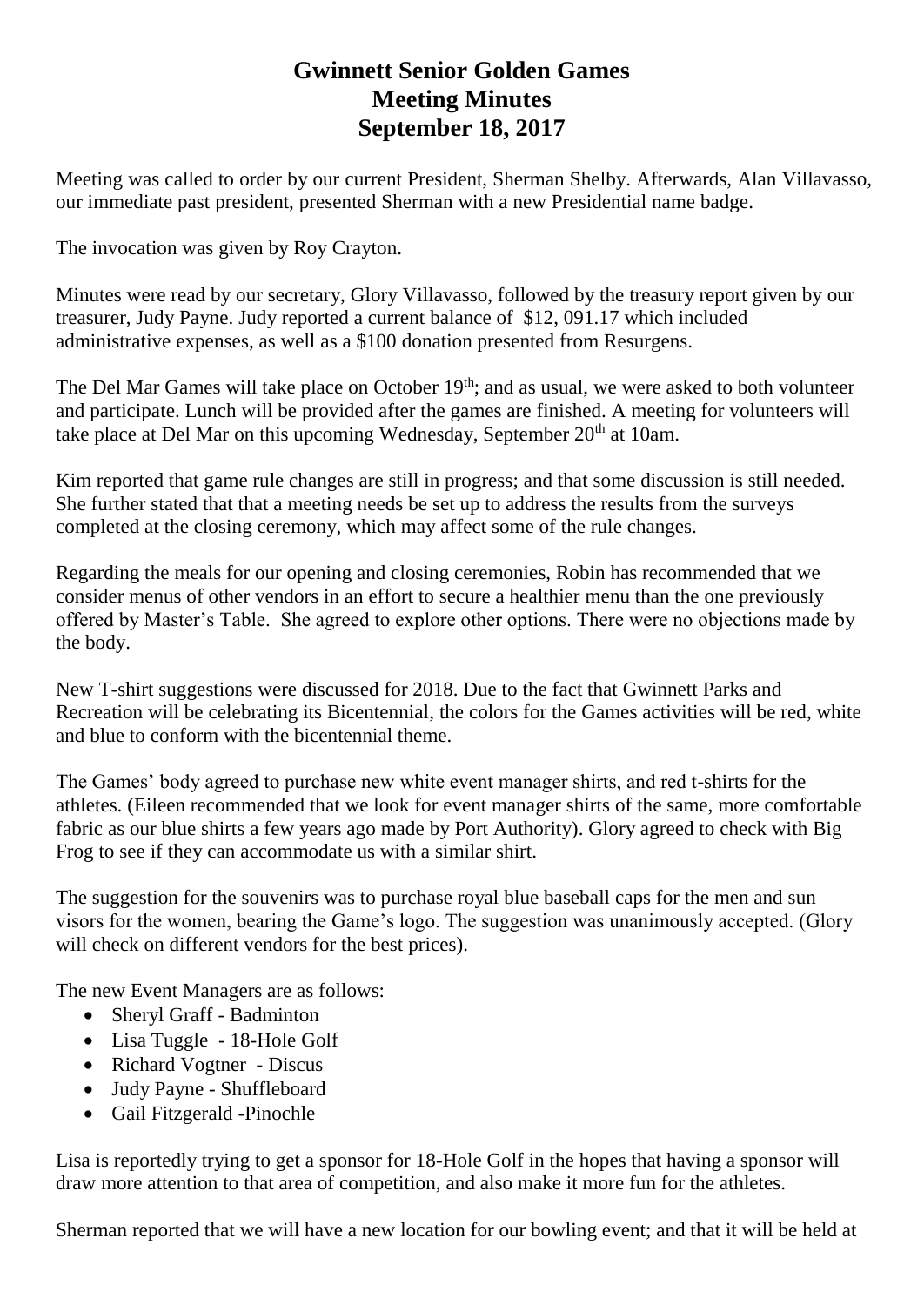# Gwinnett Senior Golden Games
# Meeting Minutes
# September 18, 2017

Meeting was called to order by our current President, Sherman Shelby. Afterwards, Alan Villavasso, our immediate past president, presented Sherman with a new Presidential name badge.

The invocation was given by Roy Crayton.

Minutes were read by our secretary, Glory Villavasso, followed by the treasury report given by our treasurer, Judy Payne. Judy reported a current balance of $12, 091.17 which included administrative expenses, as well as a $100 donation presented from Resurgens.

The Del Mar Games will take place on October 19th; and as usual, we were asked to both volunteer and participate. Lunch will be provided after the games are finished. A meeting for volunteers will take place at Del Mar on this upcoming Wednesday, September 20th at 10am.

Kim reported that game rule changes are still in progress; and that some discussion is still needed. She further stated that that a meeting needs be set up to address the results from the surveys completed at the closing ceremony, which may affect some of the rule changes.

Regarding the meals for our opening and closing ceremonies, Robin has recommended that we consider menus of other vendors in an effort to secure a healthier menu than the one previously offered by Master's Table. She agreed to explore other options. There were no objections made by the body.

New T-shirt suggestions were discussed for 2018. Due to the fact that Gwinnett Parks and Recreation will be celebrating its Bicentennial, the colors for the Games activities will be red, white and blue to conform with the bicentennial theme.

The Games' body agreed to purchase new white event manager shirts, and red t-shirts for the athletes. (Eileen recommended that we look for event manager shirts of the same, more comfortable fabric as our blue shirts a few years ago made by Port Authority). Glory agreed to check with Big Frog to see if they can accommodate us with a similar shirt.

The suggestion for the souvenirs was to purchase royal blue baseball caps for the men and sun visors for the women, bearing the Game's logo. The suggestion was unanimously accepted. (Glory will check on different vendors for the best prices).

The new Event Managers are as follows:

- Sheryl Graff - Badminton
- Lisa Tuggle - 18-Hole Golf
- Richard Vogtner - Discus
- Judy Payne - Shuffleboard
- Gail Fitzgerald -Pinochle

Lisa is reportedly trying to get a sponsor for 18-Hole Golf in the hopes that having a sponsor will draw more attention to that area of competition, and also make it more fun for the athletes.

Sherman reported that we will have a new location for our bowling event; and that it will be held at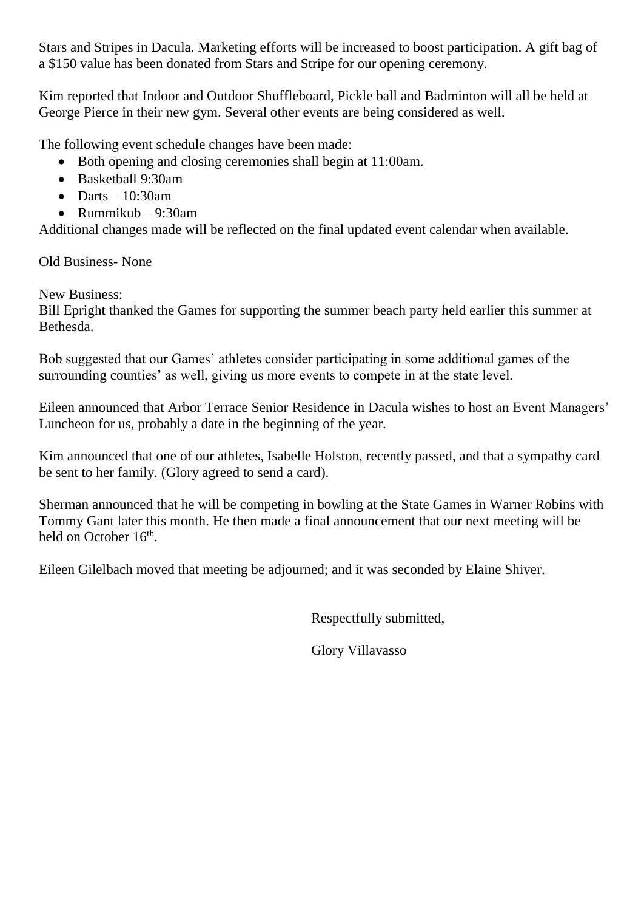Stars and Stripes in Dacula. Marketing efforts will be increased to boost participation. A gift bag of a $150 value has been donated from Stars and Stripe for our opening ceremony.

Kim reported that Indoor and Outdoor Shuffleboard, Pickle ball and Badminton will all be held at George Pierce in their new gym. Several other events are being considered as well.

The following event schedule changes have been made:

- Both opening and closing ceremonies shall begin at 11:00am.
- Basketball 9:30am
- Darts – 10:30am
- Rummikub – 9:30am

Additional changes made will be reflected on the final updated event calendar when available.

Old Business- None

New Business:
Bill Epright thanked the Games for supporting the summer beach party held earlier this summer at Bethesda.

Bob suggested that our Games' athletes consider participating in some additional games of the surrounding counties' as well, giving us more events to compete in at the state level.

Eileen announced that Arbor Terrace Senior Residence in Dacula wishes to host an Event Managers' Luncheon for us, probably a date in the beginning of the year.

Kim announced that one of our athletes, Isabelle Holston, recently passed, and that a sympathy card be sent to her family. (Glory agreed to send a card).

Sherman announced that he will be competing in bowling at the State Games in Warner Robins with Tommy Gant later this month. He then made a final announcement that our next meeting will be held on October 16th.

Eileen Gilelbach moved that meeting be adjourned; and it was seconded by Elaine Shiver.

Respectfully submitted,

Glory Villavasso